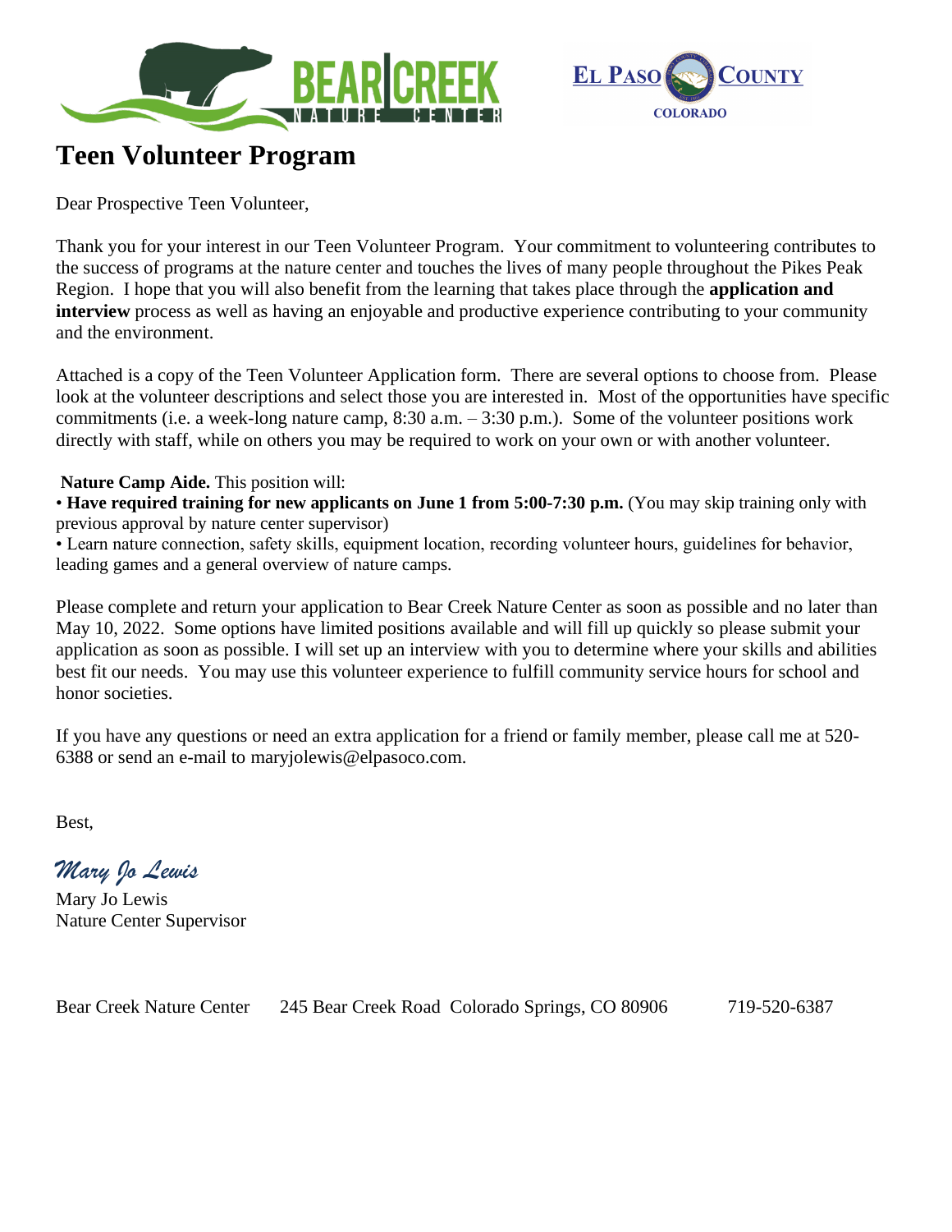# Teen Volunteer Program

Dear Prospective Teen Volunteer,

Thank you for your interest in our Teen Volunteer Program. Your commitment to volunteering contributes to the success of programs at the nature center and touches the lives of many people throughout the Pikes Peak Region. I hope that you will also benefit from the learning that takes place through the **application and interview** process as well as having an enjoyable and productive experience contributing to your community and the environment.

Attached is a copy of the Teen Volunteer Application form. There are several options to choose from. Please look at the volunteer descriptions and select those you are interested in. Most of the opportunities have specific commitments (i.e. a week-long nature camp, 8:30 a.m. – 3:30 p.m.). Some of the volunteer positions work directly with staff, while on others you may be required to work on your own or with another volunteer.

**Nature Camp Aide.** This position will:

- **Have required training for new applicants on June 1 from 5:00-7:30 p.m.** (You may skip training only with previous approval by nature center supervisor)
- Learn nature connection, safety skills, equipment location, recording volunteer hours, guidelines for behavior, leading games and a general overview of nature camps.

Please complete and return your application to Bear Creek Nature Center as soon as possible and no later than May 10, 2022. Some options have limited positions available and will fill up quickly so please submit your application as soon as possible. I will set up an interview with you to determine where your skills and abilities best fit our needs. You may use this volunteer experience to fulfill community service hours for school and honor societies.

If you have any questions or need an extra application for a friend or family member, please call me at 520-6388 or send an e-mail to maryjolewis@elpasoco.com.

Best,

*Mary Jo Lewis*

Mary Jo Lewis
Nature Center Supervisor

Bear Creek Nature Center 245 Bear Creek Road Colorado Springs, CO 80906 719-520-6387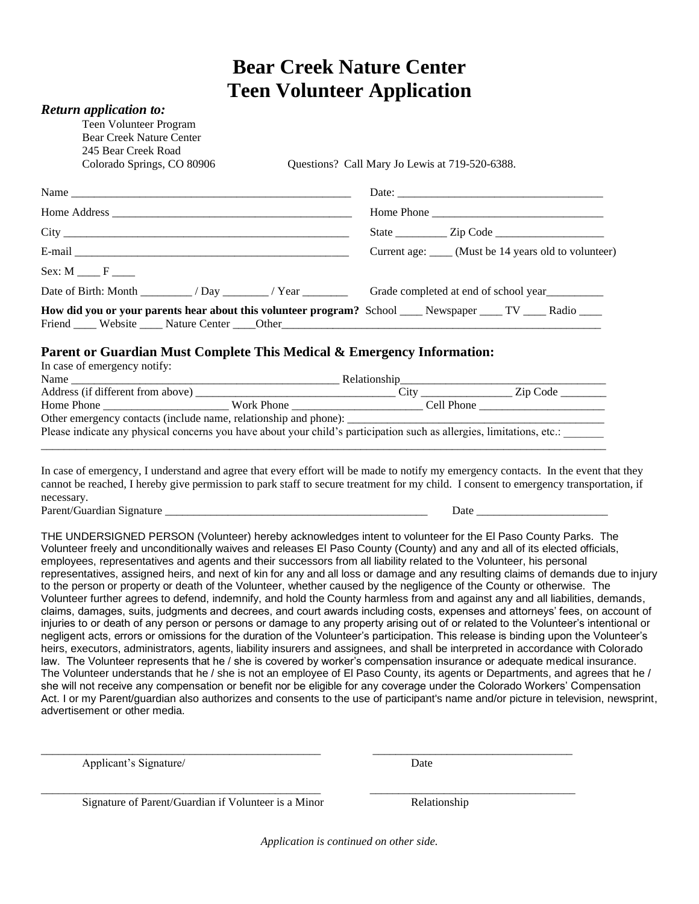# Bear Creek Nature Center
# Teen Volunteer Application

***Return application to:***

Teen Volunteer Program
Bear Creek Nature Center
245 Bear Creek Road
Colorado Springs, CO 80906

Questions? Call Mary Jo Lewis at 719-520-6388.

Name ______________________________________________ Date: ___________________________________

Home Address ______________________________________ Home Phone ___________________________

City _______________________________________________ State _________ Zip Code ________________

E-mail _____________________________________________ Current age: ____ (Must be 14 years old to volunteer)

Sex: M ____ F ____

Date of Birth: Month _________ / Day ________ / Year ________ Grade completed at end of school year__________

**How did you or your parents hear about this volunteer program?** School ____ Newspaper ____ TV ____ Radio ____ Friend ____ Website ____ Nature Center ____Other_________________________________________________

## Parent or Guardian Must Complete This Medical & Emergency Information:

In case of emergency notify:

Name _______________________________________________ Relationship________________________________

Address (if different from above) ________________________________ City ________________ Zip Code ________

Home Phone ______________________ Work Phone _______________________ Cell Phone ______________________

Other emergency contacts (include name, relationship and phone): ___________________________________________

Please indicate any physical concerns you have about your child's participation such as allergies, limitations, etc.: _______
_____________________________________________________________________________________________________

In case of emergency, I understand and agree that every effort will be made to notify my emergency contacts. In the event that they cannot be reached, I hereby give permission to park staff to secure treatment for my child. I consent to emergency transportation, if necessary.

Parent/Guardian Signature _______________________________________________ Date _______________________

THE UNDERSIGNED PERSON (Volunteer) hereby acknowledges intent to volunteer for the El Paso County Parks. The Volunteer freely and unconditionally waives and releases El Paso County (County) and any and all of its elected officials, employees, representatives and agents and their successors from all liability related to the Volunteer, his personal representatives, assigned heirs, and next of kin for any and all loss or damage and any resulting claims of demands due to injury to the person or property or death of the Volunteer, whether caused by the negligence of the County or otherwise. The Volunteer further agrees to defend, indemnify, and hold the County harmless from and against any and all liabilities, demands, claims, damages, suits, judgments and decrees, and court awards including costs, expenses and attorneys' fees, on account of injuries to or death of any person or persons or damage to any property arising out of or related to the Volunteer's intentional or negligent acts, errors or omissions for the duration of the Volunteer's participation. This release is binding upon the Volunteer's heirs, executors, administrators, agents, liability insurers and assignees, and shall be interpreted in accordance with Colorado law. The Volunteer represents that he / she is covered by worker's compensation insurance or adequate medical insurance. The Volunteer understands that he / she is not an employee of El Paso County, its agents or Departments, and agrees that he / she will not receive any compensation or benefit nor be eligible for any coverage under the Colorado Workers' Compensation Act. I or my Parent/guardian also authorizes and consents to the use of participant's name and/or picture in television, newsprint, advertisement or other media.

_______________________________________________ ___________________________________
Applicant's Signature/ Date

_______________________________________________ ___________________________________
Signature of Parent/Guardian if Volunteer is a Minor Relationship

*Application is continued on other side.*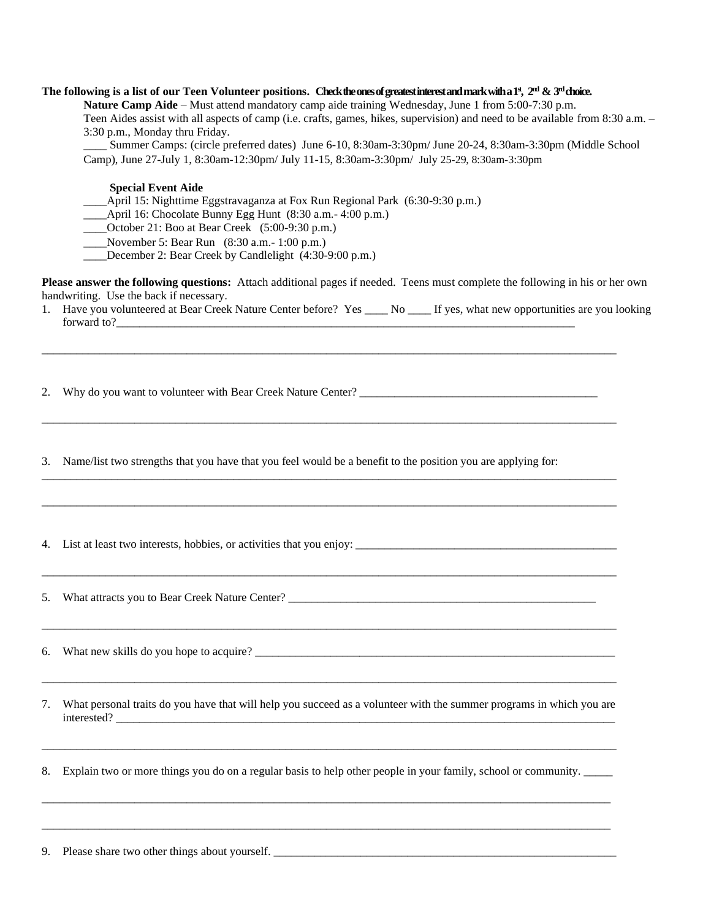**The following is a list of our Teen Volunteer positions. Check the ones of greatest interest and mark with a 1st, 2nd & 3rd choice.**

**Nature Camp Aide** – Must attend mandatory camp aide training Wednesday, June 1 from 5:00-7:30 p.m.
Teen Aides assist with all aspects of camp (i.e. crafts, games, hikes, supervision) and need to be available from 8:30 a.m. – 3:30 p.m., Monday thru Friday.

____ Summer Camps: (circle preferred dates) June 6-10, 8:30am-3:30pm/ June 20-24, 8:30am-3:30pm (Middle School Camp), June 27-July 1, 8:30am-12:30pm/ July 11-15, 8:30am-3:30pm/ July 25-29, 8:30am-3:30pm

**Special Event Aide**

____April 15: Nighttime Eggstravaganza at Fox Run Regional Park (6:30-9:30 p.m.)
____April 16: Chocolate Bunny Egg Hunt (8:30 a.m.- 4:00 p.m.)
____October 21: Boo at Bear Creek (5:00-9:30 p.m.)
____November 5: Bear Run (8:30 a.m.- 1:00 p.m.)
____December 2: Bear Creek by Candlelight (4:30-9:00 p.m.)

**Please answer the following questions:** Attach additional pages if needed. Teens must complete the following in his or her own handwriting. Use the back if necessary.

1. Have you volunteered at Bear Creek Nature Center before? Yes ____ No ____ If yes, what new opportunities are you looking forward to?________________________________________________________________________________

___________________________________________________________________________________________________

2. Why do you want to volunteer with Bear Creek Nature Center? ___________________________________________

___________________________________________________________________________________________________

3. Name/list two strengths that you have that you feel would be a benefit to the position you are applying for:

___________________________________________________________________________________________________

___________________________________________________________________________________________________

4. List at least two interests, hobbies, or activities that you enjoy: _______________________________________________

___________________________________________________________________________________________________

5. What attracts you to Bear Creek Nature Center? ____________________________________________________

___________________________________________________________________________________________________

6. What new skills do you hope to acquire? ____________________________________________________________

___________________________________________________________________________________________________

7. What personal traits do you have that will help you succeed as a volunteer with the summer programs in which you are interested? _________________________________________________________________________________________

___________________________________________________________________________________________________

8. Explain two or more things you do on a regular basis to help other people in your family, school or community. _____

___________________________________________________________________________________________________

___________________________________________________________________________________________________

9. Please share two other things about yourself. _________________________________________________________